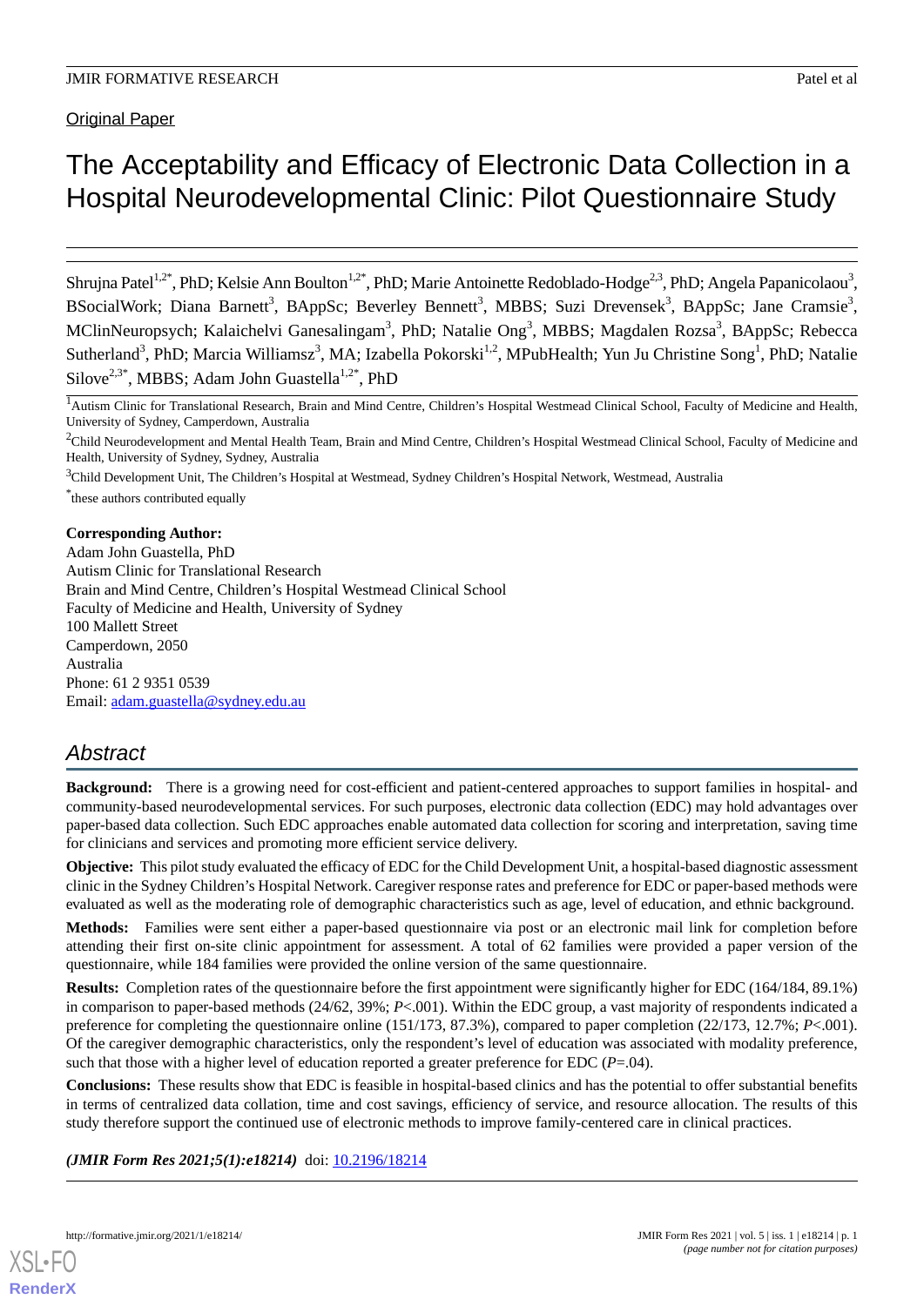Original Paper

# The Acceptability and Efficacy of Electronic Data Collection in a Hospital Neurodevelopmental Clinic: Pilot Questionnaire Study

Shrujna Patel[1,2*], PhD; Kelsie Ann Boulton[1,2*], PhD; Marie Antoinette Redoblado-Hodge[2,3], PhD; Angela Papanicolaou[3], BSocialWork; Diana Barnett[3], BAppSc; Beverley Bennett[3], MBBS; Suzi Drevensek[3], BAppSc; Jane Cramsie[3], MClinNeuropsych; Kalaichelvi Ganesalingam[3], PhD; Natalie Ong[3], MBBS; Magdalen Rozsa[3], BAppSc; Rebecca Sutherland[3], PhD; Marcia Williamsz[3], MA; Izabella Pokorski[1,2], MPubHealth; Yun Ju Christine Song[1], PhD; Natalie Silove[2,3*], MBBS; Adam John Guastella[1,2*], PhD

[1]Autism Clinic for Translational Research, Brain and Mind Centre, Children's Hospital Westmead Clinical School, Faculty of Medicine and Health, University of Sydney, Camperdown, Australia

[2]Child Neurodevelopment and Mental Health Team, Brain and Mind Centre, Children's Hospital Westmead Clinical School, Faculty of Medicine and Health, University of Sydney, Sydney, Australia

[3]Child Development Unit, The Children's Hospital at Westmead, Sydney Children's Hospital Network, Westmead, Australia

*these authors contributed equally

**Corresponding Author:**
Adam John Guastella, PhD
Autism Clinic for Translational Research
Brain and Mind Centre, Children's Hospital Westmead Clinical School
Faculty of Medicine and Health, University of Sydney
100 Mallett Street
Camperdown, 2050
Australia
Phone: 61 2 9351 0539
Email: adam.guastella@sydney.edu.au

## Abstract

**Background:** There is a growing need for cost-efficient and patient-centered approaches to support families in hospital- and community-based neurodevelopmental services. For such purposes, electronic data collection (EDC) may hold advantages over paper-based data collection. Such EDC approaches enable automated data collection for scoring and interpretation, saving time for clinicians and services and promoting more efficient service delivery.

**Objective:** This pilot study evaluated the efficacy of EDC for the Child Development Unit, a hospital-based diagnostic assessment clinic in the Sydney Children's Hospital Network. Caregiver response rates and preference for EDC or paper-based methods were evaluated as well as the moderating role of demographic characteristics such as age, level of education, and ethnic background.

**Methods:** Families were sent either a paper-based questionnaire via post or an electronic mail link for completion before attending their first on-site clinic appointment for assessment. A total of 62 families were provided a paper version of the questionnaire, while 184 families were provided the online version of the same questionnaire.

**Results:** Completion rates of the questionnaire before the first appointment were significantly higher for EDC (164/184, 89.1%) in comparison to paper-based methods (24/62, 39%; $P<.001$). Within the EDC group, a vast majority of respondents indicated a preference for completing the questionnaire online (151/173, 87.3%), compared to paper completion (22/173, 12.7%; $P<.001$). Of the caregiver demographic characteristics, only the respondent's level of education was associated with modality preference, such that those with a higher level of education reported a greater preference for EDC ($P=.04$).

**Conclusions:** These results show that EDC is feasible in hospital-based clinics and has the potential to offer substantial benefits in terms of centralized data collation, time and cost savings, efficiency of service, and resource allocation. The results of this study therefore support the continued use of electronic methods to improve family-centered care in clinical practices.

***(JMIR Form Res 2021;5(1):e18214)*** doi: 10.2196/18214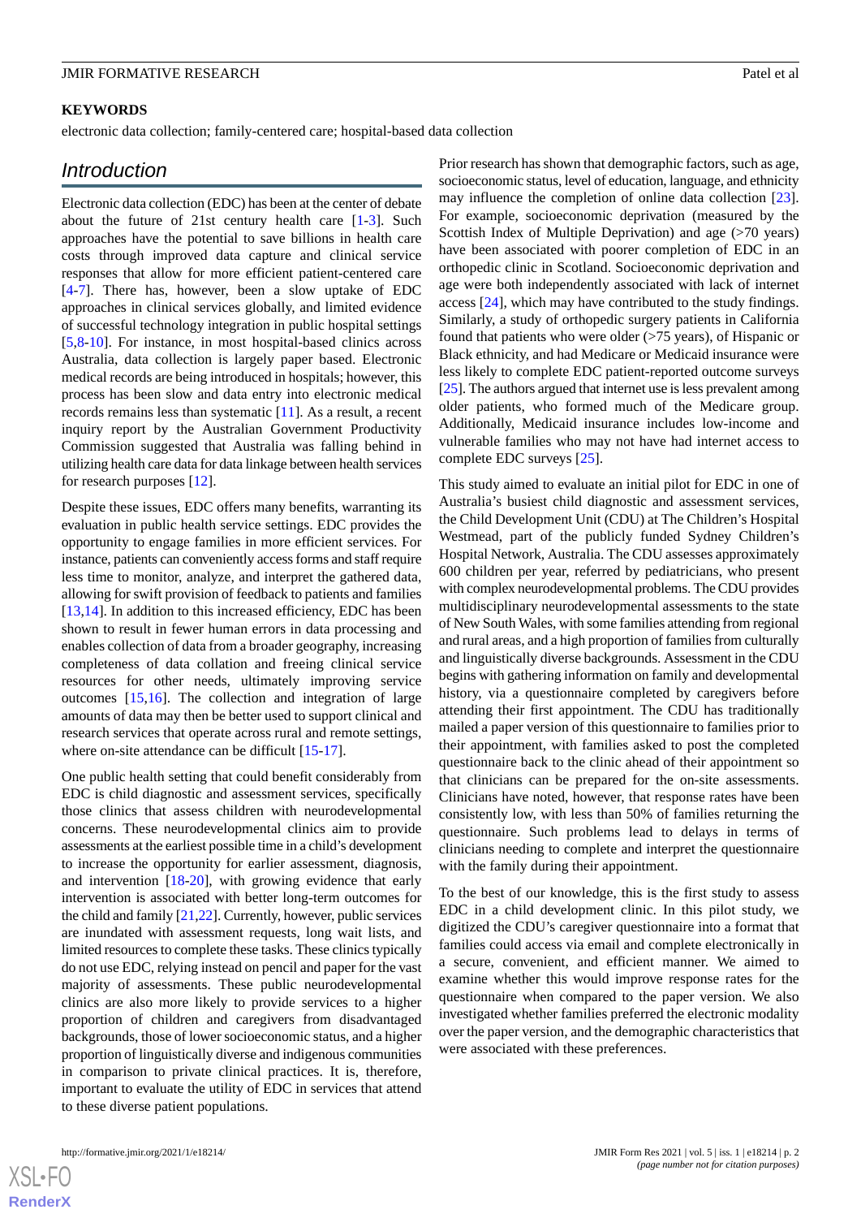**KEYWORDS**

electronic data collection; family-centered care; hospital-based data collection

## Introduction

Electronic data collection (EDC) has been at the center of debate about the future of 21st century health care [1-3]. Such approaches have the potential to save billions in health care costs through improved data capture and clinical service responses that allow for more efficient patient-centered care [4-7]. There has, however, been a slow uptake of EDC approaches in clinical services globally, and limited evidence of successful technology integration in public hospital settings [5,8-10]. For instance, in most hospital-based clinics across Australia, data collection is largely paper based. Electronic medical records are being introduced in hospitals; however, this process has been slow and data entry into electronic medical records remains less than systematic [11]. As a result, a recent inquiry report by the Australian Government Productivity Commission suggested that Australia was falling behind in utilizing health care data for data linkage between health services for research purposes [12].

Despite these issues, EDC offers many benefits, warranting its evaluation in public health service settings. EDC provides the opportunity to engage families in more efficient services. For instance, patients can conveniently access forms and staff require less time to monitor, analyze, and interpret the gathered data, allowing for swift provision of feedback to patients and families [13,14]. In addition to this increased efficiency, EDC has been shown to result in fewer human errors in data processing and enables collection of data from a broader geography, increasing completeness of data collation and freeing clinical service resources for other needs, ultimately improving service outcomes [15,16]. The collection and integration of large amounts of data may then be better used to support clinical and research services that operate across rural and remote settings, where on-site attendance can be difficult [15-17].

One public health setting that could benefit considerably from EDC is child diagnostic and assessment services, specifically those clinics that assess children with neurodevelopmental concerns. These neurodevelopmental clinics aim to provide assessments at the earliest possible time in a child's development to increase the opportunity for earlier assessment, diagnosis, and intervention [18-20], with growing evidence that early intervention is associated with better long-term outcomes for the child and family [21,22]. Currently, however, public services are inundated with assessment requests, long wait lists, and limited resources to complete these tasks. These clinics typically do not use EDC, relying instead on pencil and paper for the vast majority of assessments. These public neurodevelopmental clinics are also more likely to provide services to a higher proportion of children and caregivers from disadvantaged backgrounds, those of lower socioeconomic status, and a higher proportion of linguistically diverse and indigenous communities in comparison to private clinical practices. It is, therefore, important to evaluate the utility of EDC in services that attend to these diverse patient populations.

Prior research has shown that demographic factors, such as age, socioeconomic status, level of education, language, and ethnicity may influence the completion of online data collection [23]. For example, socioeconomic deprivation (measured by the Scottish Index of Multiple Deprivation) and age (>70 years) have been associated with poorer completion of EDC in an orthopedic clinic in Scotland. Socioeconomic deprivation and age were both independently associated with lack of internet access [24], which may have contributed to the study findings. Similarly, a study of orthopedic surgery patients in California found that patients who were older (>75 years), of Hispanic or Black ethnicity, and had Medicare or Medicaid insurance were less likely to complete EDC patient-reported outcome surveys [25]. The authors argued that internet use is less prevalent among older patients, who formed much of the Medicare group. Additionally, Medicaid insurance includes low-income and vulnerable families who may not have had internet access to complete EDC surveys [25].

This study aimed to evaluate an initial pilot for EDC in one of Australia's busiest child diagnostic and assessment services, the Child Development Unit (CDU) at The Children's Hospital Westmead, part of the publicly funded Sydney Children's Hospital Network, Australia. The CDU assesses approximately 600 children per year, referred by pediatricians, who present with complex neurodevelopmental problems. The CDU provides multidisciplinary neurodevelopmental assessments to the state of New South Wales, with some families attending from regional and rural areas, and a high proportion of families from culturally and linguistically diverse backgrounds. Assessment in the CDU begins with gathering information on family and developmental history, via a questionnaire completed by caregivers before attending their first appointment. The CDU has traditionally mailed a paper version of this questionnaire to families prior to their appointment, with families asked to post the completed questionnaire back to the clinic ahead of their appointment so that clinicians can be prepared for the on-site assessments. Clinicians have noted, however, that response rates have been consistently low, with less than 50% of families returning the questionnaire. Such problems lead to delays in terms of clinicians needing to complete and interpret the questionnaire with the family during their appointment.

To the best of our knowledge, this is the first study to assess EDC in a child development clinic. In this pilot study, we digitized the CDU's caregiver questionnaire into a format that families could access via email and complete electronically in a secure, convenient, and efficient manner. We aimed to examine whether this would improve response rates for the questionnaire when compared to the paper version. We also investigated whether families preferred the electronic modality over the paper version, and the demographic characteristics that were associated with these preferences.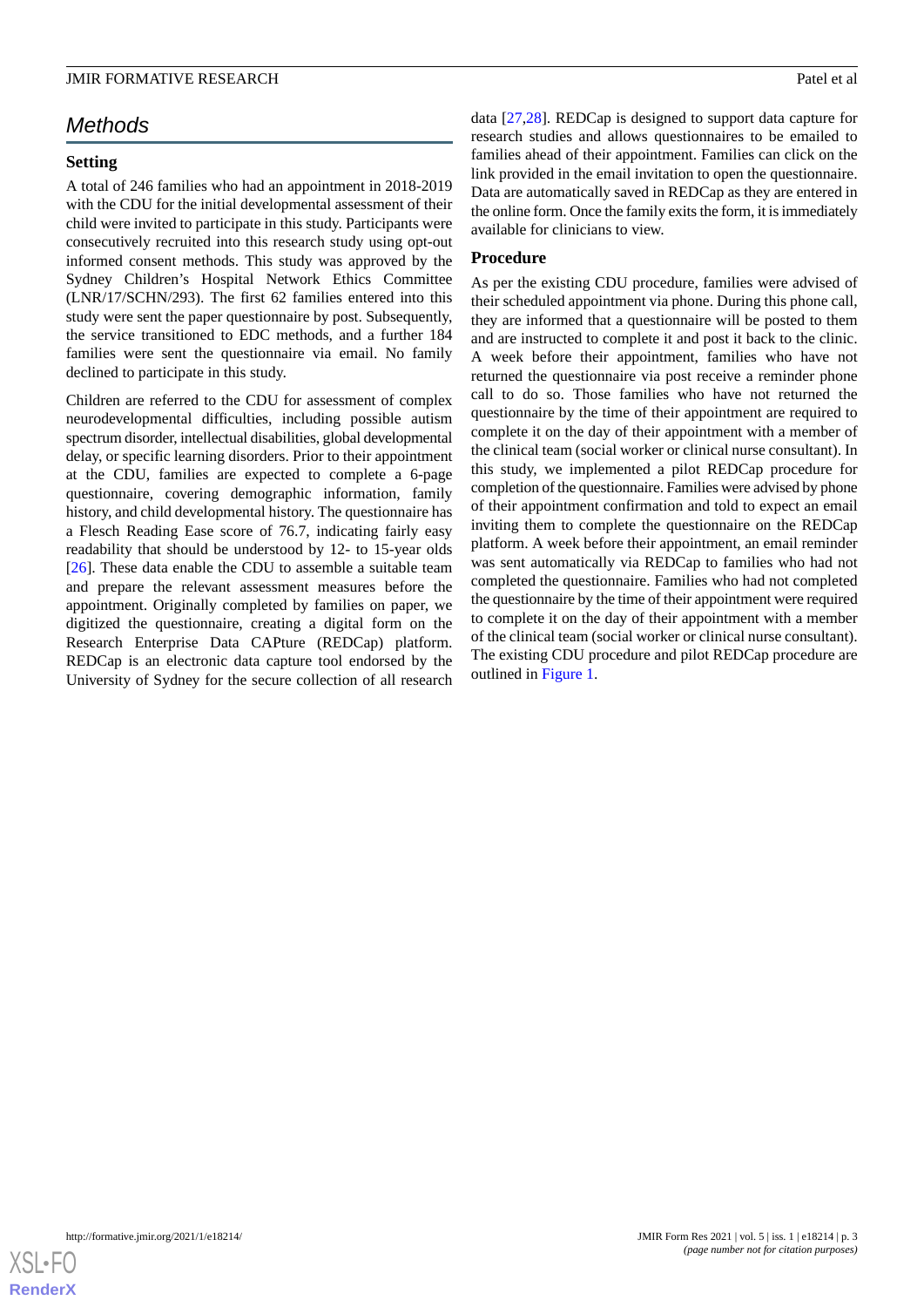## Methods

### Setting

A total of 246 families who had an appointment in 2018-2019 with the CDU for the initial developmental assessment of their child were invited to participate in this study. Participants were consecutively recruited into this research study using opt-out informed consent methods. This study was approved by the Sydney Children's Hospital Network Ethics Committee (LNR/17/SCHN/293). The first 62 families entered into this study were sent the paper questionnaire by post. Subsequently, the service transitioned to EDC methods, and a further 184 families were sent the questionnaire via email. No family declined to participate in this study.

Children are referred to the CDU for assessment of complex neurodevelopmental difficulties, including possible autism spectrum disorder, intellectual disabilities, global developmental delay, or specific learning disorders. Prior to their appointment at the CDU, families are expected to complete a 6-page questionnaire, covering demographic information, family history, and child developmental history. The questionnaire has a Flesch Reading Ease score of 76.7, indicating fairly easy readability that should be understood by 12- to 15-year olds [26]. These data enable the CDU to assemble a suitable team and prepare the relevant assessment measures before the appointment. Originally completed by families on paper, we digitized the questionnaire, creating a digital form on the Research Enterprise Data CAPture (REDCap) platform. REDCap is an electronic data capture tool endorsed by the University of Sydney for the secure collection of all research data [27,28]. REDCap is designed to support data capture for research studies and allows questionnaires to be emailed to families ahead of their appointment. Families can click on the link provided in the email invitation to open the questionnaire. Data are automatically saved in REDCap as they are entered in the online form. Once the family exits the form, it is immediately available for clinicians to view.

### Procedure

As per the existing CDU procedure, families were advised of their scheduled appointment via phone. During this phone call, they are informed that a questionnaire will be posted to them and are instructed to complete it and post it back to the clinic. A week before their appointment, families who have not returned the questionnaire via post receive a reminder phone call to do so. Those families who have not returned the questionnaire by the time of their appointment are required to complete it on the day of their appointment with a member of the clinical team (social worker or clinical nurse consultant). In this study, we implemented a pilot REDCap procedure for completion of the questionnaire. Families were advised by phone of their appointment confirmation and told to expect an email inviting them to complete the questionnaire on the REDCap platform. A week before their appointment, an email reminder was sent automatically via REDCap to families who had not completed the questionnaire. Families who had not completed the questionnaire by the time of their appointment were required to complete it on the day of their appointment with a member of the clinical team (social worker or clinical nurse consultant). The existing CDU procedure and pilot REDCap procedure are outlined in Figure 1.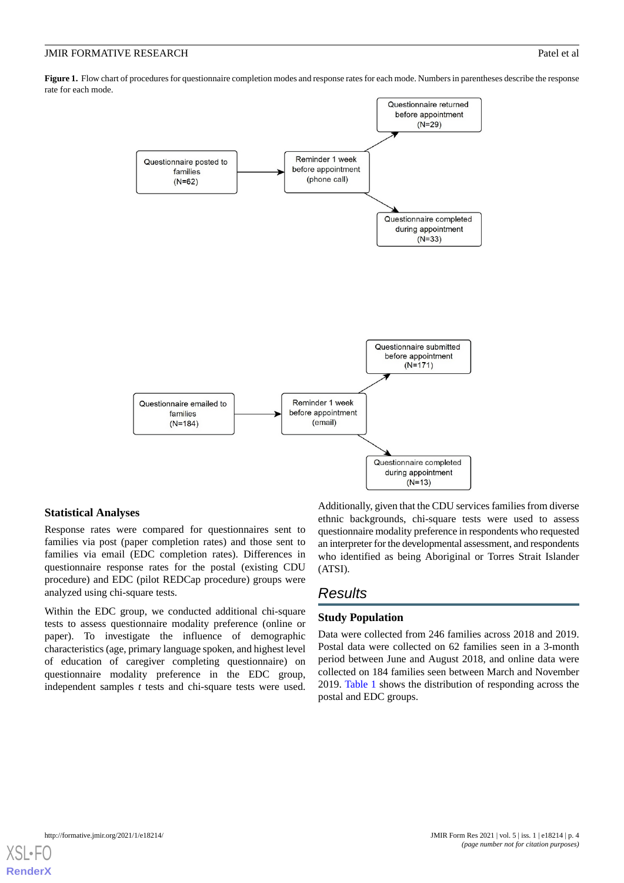**Figure 1.** Flow chart of procedures for questionnaire completion modes and response rates for each mode. Numbers in parentheses describe the response rate for each mode.

Questionnaire posted to families (N=62) → Reminder 1 week before appointment (phone call) → Questionnaire returned before appointment (N=29); Questionnaire completed during appointment (N=33)

Questionnaire emailed to families (N=184) → Reminder 1 week before appointment (email) → Questionnaire submitted before appointment (N=171); Questionnaire completed during appointment (N=13)

### Statistical Analyses

Response rates were compared for questionnaires sent to families via post (paper completion rates) and those sent to families via email (EDC completion rates). Differences in questionnaire response rates for the postal (existing CDU procedure) and EDC (pilot REDCap procedure) groups were analyzed using chi-square tests.

Within the EDC group, we conducted additional chi-square tests to assess questionnaire modality preference (online or paper). To investigate the influence of demographic characteristics (age, primary language spoken, and highest level of education of caregiver completing questionnaire) on questionnaire modality preference in the EDC group, independent samples *t* tests and chi-square tests were used. Additionally, given that the CDU services families from diverse ethnic backgrounds, chi-square tests were used to assess questionnaire modality preference in respondents who requested an interpreter for the developmental assessment, and respondents who identified as being Aboriginal or Torres Strait Islander (ATSI).

## Results

### Study Population

Data were collected from 246 families across 2018 and 2019. Postal data were collected on 62 families seen in a 3-month period between June and August 2018, and online data were collected on 184 families seen between March and November 2019. Table 1 shows the distribution of responding across the postal and EDC groups.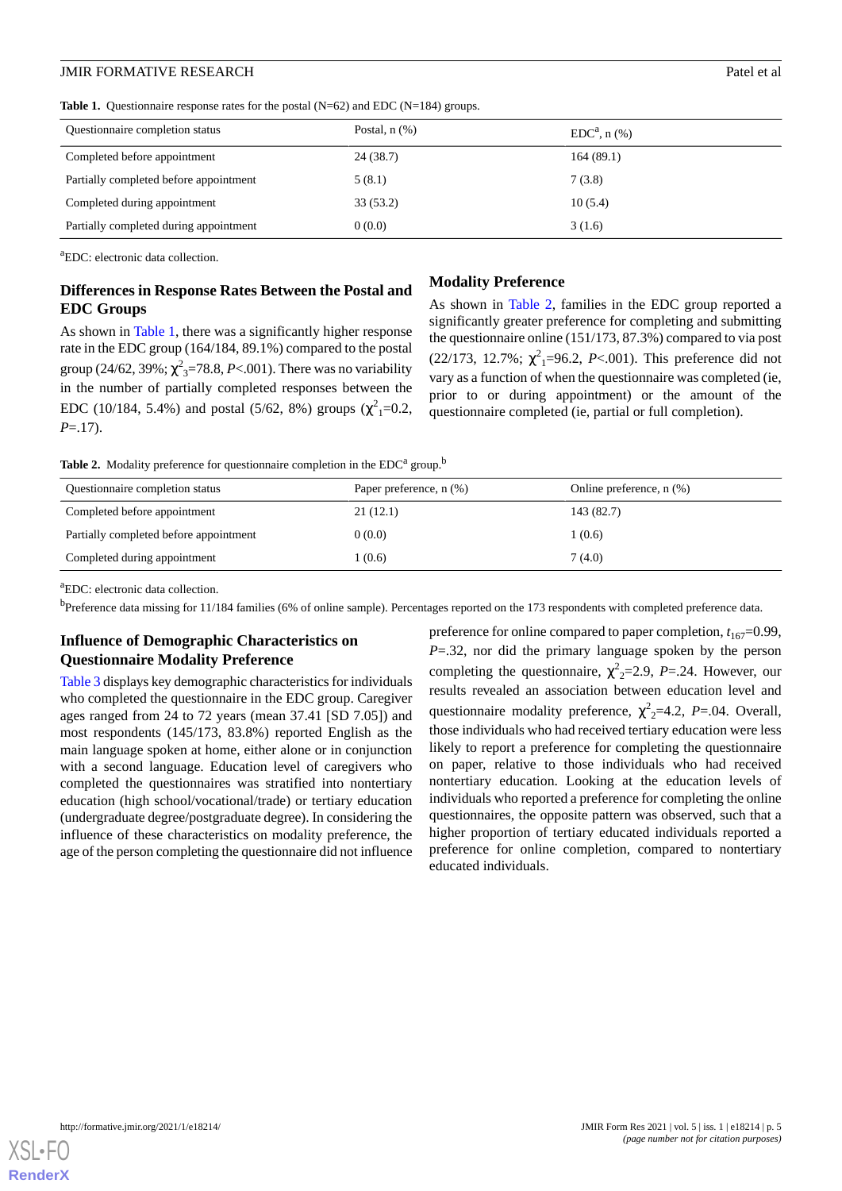**Table 1.** Questionnaire response rates for the postal (N=62) and EDC (N=184) groups.

| Questionnaire completion status | Postal, n (%) | EDC[a], n (%) |
|---|---|---|
| Completed before appointment | 24 (38.7) | 164 (89.1) |
| Partially completed before appointment | 5 (8.1) | 7 (3.8) |
| Completed during appointment | 33 (53.2) | 10 (5.4) |
| Partially completed during appointment | 0 (0.0) | 3 (1.6) |

[a]EDC: electronic data collection.

## Differences in Response Rates Between the Postal and EDC Groups

As shown in Table 1, there was a significantly higher response rate in the EDC group (164/184, 89.1%) compared to the postal group (24/62, 39%; $\chi^2_3$=78.8, *P*<.001). There was no variability in the number of partially completed responses between the EDC (10/184, 5.4%) and postal (5/62, 8%) groups ($\chi^2_1$=0.2, *P*=.17).

## Modality Preference

As shown in Table 2, families in the EDC group reported a significantly greater preference for completing and submitting the questionnaire online (151/173, 87.3%) compared to via post (22/173, 12.7%; $\chi^2_1$=96.2, *P*<.001). This preference did not vary as a function of when the questionnaire was completed (ie, prior to or during appointment) or the amount of the questionnaire completed (ie, partial or full completion).

**Table 2.** Modality preference for questionnaire completion in the EDC[a] group.[b]

| Questionnaire completion status | Paper preference, n (%) | Online preference, n (%) |
|---|---|---|
| Completed before appointment | 21 (12.1) | 143 (82.7) |
| Partially completed before appointment | 0 (0.0) | 1 (0.6) |
| Completed during appointment | 1 (0.6) | 7 (4.0) |

[a]EDC: electronic data collection.

[b]Preference data missing for 11/184 families (6% of online sample). Percentages reported on the 173 respondents with completed preference data.

## Influence of Demographic Characteristics on Questionnaire Modality Preference

Table 3 displays key demographic characteristics for individuals who completed the questionnaire in the EDC group. Caregiver ages ranged from 24 to 72 years (mean 37.41 [SD 7.05]) and most respondents (145/173, 83.8%) reported English as the main language spoken at home, either alone or in conjunction with a second language. Education level of caregivers who completed the questionnaires was stratified into nontertiary education (high school/vocational/trade) or tertiary education (undergraduate degree/postgraduate degree). In considering the influence of these characteristics on modality preference, the age of the person completing the questionnaire did not influence preference for online compared to paper completion, $t_{167}$=0.99, *P*=.32, nor did the primary language spoken by the person completing the questionnaire, $\chi^2_2$=2.9, *P*=.24. However, our results revealed an association between education level and questionnaire modality preference, $\chi^2_2$=4.2, *P*=.04. Overall, those individuals who had received tertiary education were less likely to report a preference for completing the questionnaire on paper, relative to those individuals who had received nontertiary education. Looking at the education levels of individuals who reported a preference for completing the online questionnaires, the opposite pattern was observed, such that a higher proportion of tertiary educated individuals reported a preference for online completion, compared to nontertiary educated individuals.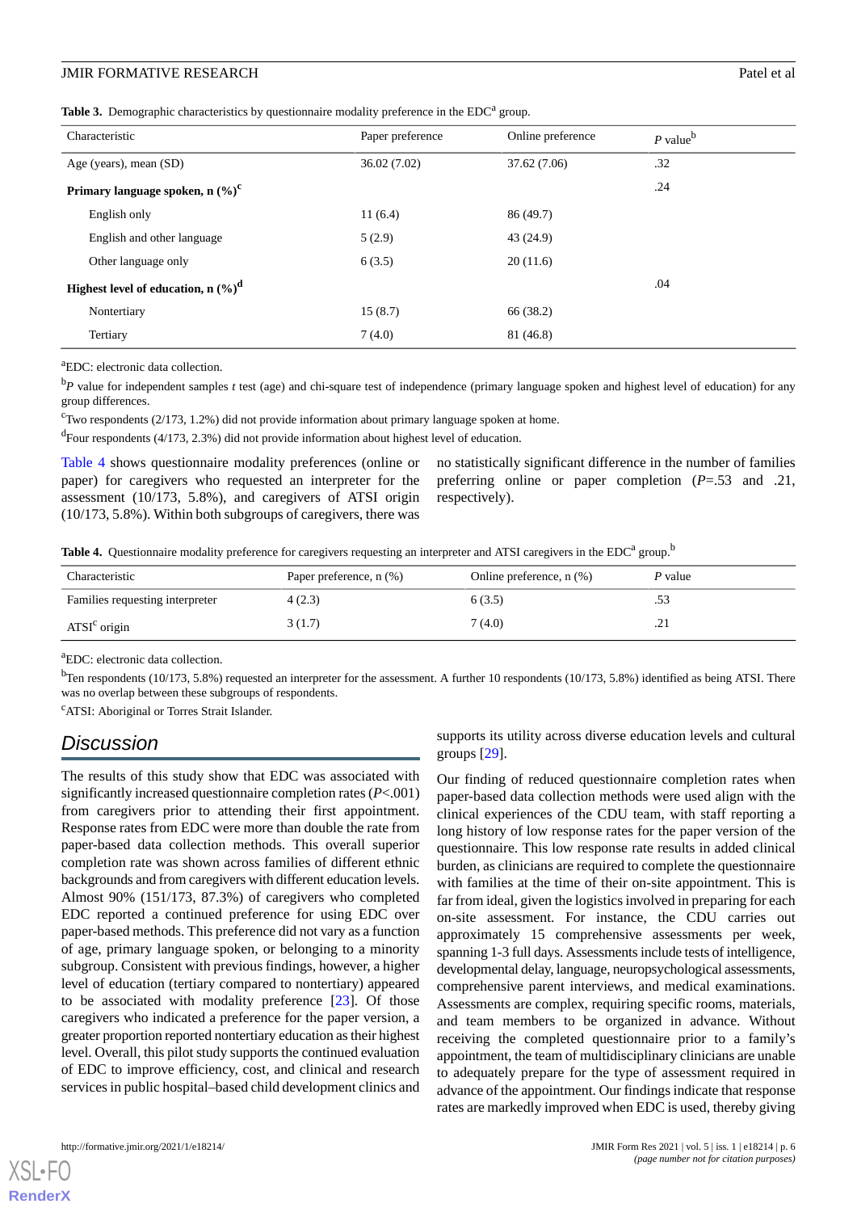**Table 3.** Demographic characteristics by questionnaire modality preference in the EDC[a] group.

| Characteristic | Paper preference | Online preference | *P* value[b] |
|---|---|---|---|
| Age (years), mean (SD) | 36.02 (7.02) | 37.62 (7.06) | .32 |
| **Primary language spoken, n (%)[c]** | | | .24 |
| English only | 11 (6.4) | 86 (49.7) | |
| English and other language | 5 (2.9) | 43 (24.9) | |
| Other language only | 6 (3.5) | 20 (11.6) | |
| **Highest level of education, n (%)[d]** | | | .04 |
| Nontertiary | 15 (8.7) | 66 (38.2) | |
| Tertiary | 7 (4.0) | 81 (46.8) | |

[a]EDC: electronic data collection.

[b]*P* value for independent samples *t* test (age) and chi-square test of independence (primary language spoken and highest level of education) for any group differences.

[c]Two respondents (2/173, 1.2%) did not provide information about primary language spoken at home.

[d]Four respondents (4/173, 2.3%) did not provide information about highest level of education.

Table 4 shows questionnaire modality preferences (online or paper) for caregivers who requested an interpreter for the assessment (10/173, 5.8%), and caregivers of ATSI origin (10/173, 5.8%). Within both subgroups of caregivers, there was no statistically significant difference in the number of families preferring online or paper completion (*P*=.53 and .21, respectively).

**Table 4.** Questionnaire modality preference for caregivers requesting an interpreter and ATSI caregivers in the EDC[a] group.[b]

| Characteristic | Paper preference, n (%) | Online preference, n (%) | *P* value |
|---|---|---|---|
| Families requesting interpreter | 4 (2.3) | 6 (3.5) | .53 |
| ATSI[c] origin | 3 (1.7) | 7 (4.0) | .21 |

[a]EDC: electronic data collection.

[b]Ten respondents (10/173, 5.8%) requested an interpreter for the assessment. A further 10 respondents (10/173, 5.8%) identified as being ATSI. There was no overlap between these subgroups of respondents.

[c]ATSI: Aboriginal or Torres Strait Islander.

## Discussion

The results of this study show that EDC was associated with significantly increased questionnaire completion rates (*P*<.001) from caregivers prior to attending their first appointment. Response rates from EDC were more than double the rate from paper-based data collection methods. This overall superior completion rate was shown across families of different ethnic backgrounds and from caregivers with different education levels. Almost 90% (151/173, 87.3%) of caregivers who completed EDC reported a continued preference for using EDC over paper-based methods. This preference did not vary as a function of age, primary language spoken, or belonging to a minority subgroup. Consistent with previous findings, however, a higher level of education (tertiary compared to nontertiary) appeared to be associated with modality preference [23]. Of those caregivers who indicated a preference for the paper version, a greater proportion reported nontertiary education as their highest level. Overall, this pilot study supports the continued evaluation of EDC to improve efficiency, cost, and clinical and research services in public hospital–based child development clinics and supports its utility across diverse education levels and cultural groups [29].

Our finding of reduced questionnaire completion rates when paper-based data collection methods were used align with the clinical experiences of the CDU team, with staff reporting a long history of low response rates for the paper version of the questionnaire. This low response rate results in added clinical burden, as clinicians are required to complete the questionnaire with families at the time of their on-site appointment. This is far from ideal, given the logistics involved in preparing for each on-site assessment. For instance, the CDU carries out approximately 15 comprehensive assessments per week, spanning 1-3 full days. Assessments include tests of intelligence, developmental delay, language, neuropsychological assessments, comprehensive parent interviews, and medical examinations. Assessments are complex, requiring specific rooms, materials, and team members to be organized in advance. Without receiving the completed questionnaire prior to a family's appointment, the team of multidisciplinary clinicians are unable to adequately prepare for the type of assessment required in advance of the appointment. Our findings indicate that response rates are markedly improved when EDC is used, thereby giving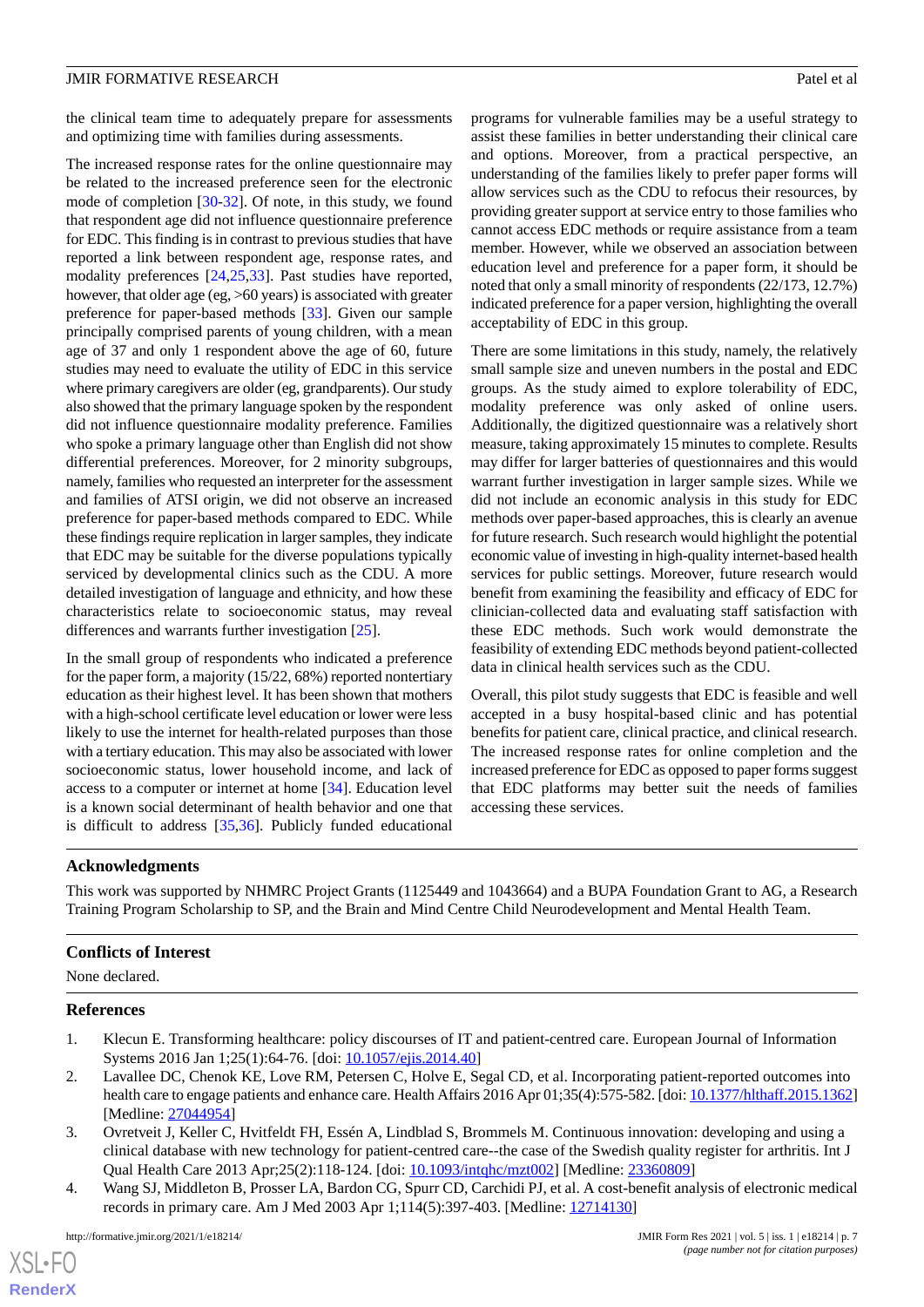the clinical team time to adequately prepare for assessments and optimizing time with families during assessments.

The increased response rates for the online questionnaire may be related to the increased preference seen for the electronic mode of completion [30-32]. Of note, in this study, we found that respondent age did not influence questionnaire preference for EDC. This finding is in contrast to previous studies that have reported a link between respondent age, response rates, and modality preferences [24,25,33]. Past studies have reported, however, that older age (eg, >60 years) is associated with greater preference for paper-based methods [33]. Given our sample principally comprised parents of young children, with a mean age of 37 and only 1 respondent above the age of 60, future studies may need to evaluate the utility of EDC in this service where primary caregivers are older (eg, grandparents). Our study also showed that the primary language spoken by the respondent did not influence questionnaire modality preference. Families who spoke a primary language other than English did not show differential preferences. Moreover, for 2 minority subgroups, namely, families who requested an interpreter for the assessment and families of ATSI origin, we did not observe an increased preference for paper-based methods compared to EDC. While these findings require replication in larger samples, they indicate that EDC may be suitable for the diverse populations typically serviced by developmental clinics such as the CDU. A more detailed investigation of language and ethnicity, and how these characteristics relate to socioeconomic status, may reveal differences and warrants further investigation [25].

In the small group of respondents who indicated a preference for the paper form, a majority (15/22, 68%) reported nontertiary education as their highest level. It has been shown that mothers with a high-school certificate level education or lower were less likely to use the internet for health-related purposes than those with a tertiary education. This may also be associated with lower socioeconomic status, lower household income, and lack of access to a computer or internet at home [34]. Education level is a known social determinant of health behavior and one that is difficult to address [35,36]. Publicly funded educational programs for vulnerable families may be a useful strategy to assist these families in better understanding their clinical care and options. Moreover, from a practical perspective, an understanding of the families likely to prefer paper forms will allow services such as the CDU to refocus their resources, by providing greater support at service entry to those families who cannot access EDC methods or require assistance from a team member. However, while we observed an association between education level and preference for a paper form, it should be noted that only a small minority of respondents (22/173, 12.7%) indicated preference for a paper version, highlighting the overall acceptability of EDC in this group.

There are some limitations in this study, namely, the relatively small sample size and uneven numbers in the postal and EDC groups. As the study aimed to explore tolerability of EDC, modality preference was only asked of online users. Additionally, the digitized questionnaire was a relatively short measure, taking approximately 15 minutes to complete. Results may differ for larger batteries of questionnaires and this would warrant further investigation in larger sample sizes. While we did not include an economic analysis in this study for EDC methods over paper-based approaches, this is clearly an avenue for future research. Such research would highlight the potential economic value of investing in high-quality internet-based health services for public settings. Moreover, future research would benefit from examining the feasibility and efficacy of EDC for clinician-collected data and evaluating staff satisfaction with these EDC methods. Such work would demonstrate the feasibility of extending EDC methods beyond patient-collected data in clinical health services such as the CDU.

Overall, this pilot study suggests that EDC is feasible and well accepted in a busy hospital-based clinic and has potential benefits for patient care, clinical practice, and clinical research. The increased response rates for online completion and the increased preference for EDC as opposed to paper forms suggest that EDC platforms may better suit the needs of families accessing these services.

## Acknowledgments

This work was supported by NHMRC Project Grants (1125449 and 1043664) and a BUPA Foundation Grant to AG, a Research Training Program Scholarship to SP, and the Brain and Mind Centre Child Neurodevelopment and Mental Health Team.

## Conflicts of Interest

None declared.

## References

1. Klecun E. Transforming healthcare: policy discourses of IT and patient-centred care. European Journal of Information Systems 2016 Jan 1;25(1):64-76. [doi: 10.1057/ejis.2014.40]
2. Lavallee DC, Chenok KE, Love RM, Petersen C, Holve E, Segal CD, et al. Incorporating patient-reported outcomes into health care to engage patients and enhance care. Health Affairs 2016 Apr 01;35(4):575-582. [doi: 10.1377/hlthaff.2015.1362] [Medline: 27044954]
3. Ovretveit J, Keller C, Hvitfeldt FH, Essén A, Lindblad S, Brommels M. Continuous innovation: developing and using a clinical database with new technology for patient-centred care--the case of the Swedish quality register for arthritis. Int J Qual Health Care 2013 Apr;25(2):118-124. [doi: 10.1093/intqhc/mzt002] [Medline: 23360809]
4. Wang SJ, Middleton B, Prosser LA, Bardon CG, Spurr CD, Carchidi PJ, et al. A cost-benefit analysis of electronic medical records in primary care. Am J Med 2003 Apr 1;114(5):397-403. [Medline: 12714130]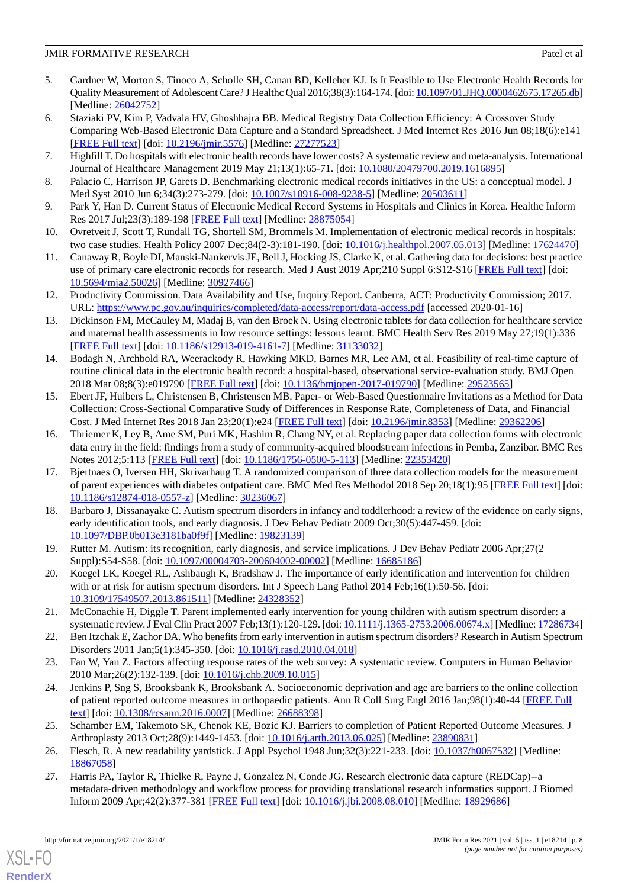5. Gardner W, Morton S, Tinoco A, Scholle SH, Canan BD, Kelleher KJ. Is It Feasible to Use Electronic Health Records for Quality Measurement of Adolescent Care? J Healthc Qual 2016;38(3):164-174. [doi: 10.1097/01.JHQ.0000462675.17265.db] [Medline: 26042752]
6. Staziaki PV, Kim P, Vadvala HV, Ghoshhajra BB. Medical Registry Data Collection Efficiency: A Crossover Study Comparing Web-Based Electronic Data Capture and a Standard Spreadsheet. J Med Internet Res 2016 Jun 08;18(6):e141 [FREE Full text] [doi: 10.2196/jmir.5576] [Medline: 27277523]
7. Highfill T. Do hospitals with electronic health records have lower costs? A systematic review and meta-analysis. International Journal of Healthcare Management 2019 May 21;13(1):65-71. [doi: 10.1080/20479700.2019.1616895]
8. Palacio C, Harrison JP, Garets D. Benchmarking electronic medical records initiatives in the US: a conceptual model. J Med Syst 2010 Jun 6;34(3):273-279. [doi: 10.1007/s10916-008-9238-5] [Medline: 20503611]
9. Park Y, Han D. Current Status of Electronic Medical Record Systems in Hospitals and Clinics in Korea. Healthc Inform Res 2017 Jul;23(3):189-198 [FREE Full text] [Medline: 28875054]
10. Ovretveit J, Scott T, Rundall TG, Shortell SM, Brommels M. Implementation of electronic medical records in hospitals: two case studies. Health Policy 2007 Dec;84(2-3):181-190. [doi: 10.1016/j.healthpol.2007.05.013] [Medline: 17624470]
11. Canaway R, Boyle DI, Manski-Nankervis JE, Bell J, Hocking JS, Clarke K, et al. Gathering data for decisions: best practice use of primary care electronic records for research. Med J Aust 2019 Apr;210 Suppl 6:S12-S16 [FREE Full text] [doi: 10.5694/mja2.50026] [Medline: 30927466]
12. Productivity Commission. Data Availability and Use, Inquiry Report. Canberra, ACT: Productivity Commission; 2017. URL: https://www.pc.gov.au/inquiries/completed/data-access/report/data-access.pdf [accessed 2020-01-16]
13. Dickinson FM, McCauley M, Madaj B, van den Broek N. Using electronic tablets for data collection for healthcare service and maternal health assessments in low resource settings: lessons learnt. BMC Health Serv Res 2019 May 27;19(1):336 [FREE Full text] [doi: 10.1186/s12913-019-4161-7] [Medline: 31133032]
14. Bodagh N, Archbold RA, Weerackody R, Hawking MKD, Barnes MR, Lee AM, et al. Feasibility of real-time capture of routine clinical data in the electronic health record: a hospital-based, observational service-evaluation study. BMJ Open 2018 Mar 08;8(3):e019790 [FREE Full text] [doi: 10.1136/bmjopen-2017-019790] [Medline: 29523565]
15. Ebert JF, Huibers L, Christensen B, Christensen MB. Paper- or Web-Based Questionnaire Invitations as a Method for Data Collection: Cross-Sectional Comparative Study of Differences in Response Rate, Completeness of Data, and Financial Cost. J Med Internet Res 2018 Jan 23;20(1):e24 [FREE Full text] [doi: 10.2196/jmir.8353] [Medline: 29362206]
16. Thriemer K, Ley B, Ame SM, Puri MK, Hashim R, Chang NY, et al. Replacing paper data collection forms with electronic data entry in the field: findings from a study of community-acquired bloodstream infections in Pemba, Zanzibar. BMC Res Notes 2012;5:113 [FREE Full text] [doi: 10.1186/1756-0500-5-113] [Medline: 22353420]
17. Bjertnaes O, Iversen HH, Skrivarhaug T. A randomized comparison of three data collection models for the measurement of parent experiences with diabetes outpatient care. BMC Med Res Methodol 2018 Sep 20;18(1):95 [FREE Full text] [doi: 10.1186/s12874-018-0557-z] [Medline: 30236067]
18. Barbaro J, Dissanayake C. Autism spectrum disorders in infancy and toddlerhood: a review of the evidence on early signs, early identification tools, and early diagnosis. J Dev Behav Pediatr 2009 Oct;30(5):447-459. [doi: 10.1097/DBP.0b013e3181ba0f9f] [Medline: 19823139]
19. Rutter M. Autism: its recognition, early diagnosis, and service implications. J Dev Behav Pediatr 2006 Apr;27(2 Suppl):S54-S58. [doi: 10.1097/00004703-200604002-00002] [Medline: 16685186]
20. Koegel LK, Koegel RL, Ashbaugh K, Bradshaw J. The importance of early identification and intervention for children with or at risk for autism spectrum disorders. Int J Speech Lang Pathol 2014 Feb;16(1):50-56. [doi: 10.3109/17549507.2013.861511] [Medline: 24328352]
21. McConachie H, Diggle T. Parent implemented early intervention for young children with autism spectrum disorder: a systematic review. J Eval Clin Pract 2007 Feb;13(1):120-129. [doi: 10.1111/j.1365-2753.2006.00674.x] [Medline: 17286734]
22. Ben Itzchak E, Zachor DA. Who benefits from early intervention in autism spectrum disorders? Research in Autism Spectrum Disorders 2011 Jan;5(1):345-350. [doi: 10.1016/j.rasd.2010.04.018]
23. Fan W, Yan Z. Factors affecting response rates of the web survey: A systematic review. Computers in Human Behavior 2010 Mar;26(2):132-139. [doi: 10.1016/j.chb.2009.10.015]
24. Jenkins P, Sng S, Brooksbank K, Brooksbank A. Socioeconomic deprivation and age are barriers to the online collection of patient reported outcome measures in orthopaedic patients. Ann R Coll Surg Engl 2016 Jan;98(1):40-44 [FREE Full text] [doi: 10.1308/rcsann.2016.0007] [Medline: 26688398]
25. Schamber EM, Takemoto SK, Chenok KE, Bozic KJ. Barriers to completion of Patient Reported Outcome Measures. J Arthroplasty 2013 Oct;28(9):1449-1453. [doi: 10.1016/j.arth.2013.06.025] [Medline: 23890831]
26. Flesch, R. A new readability yardstick. J Appl Psychol 1948 Jun;32(3):221-233. [doi: 10.1037/h0057532] [Medline: 18867058]
27. Harris PA, Taylor R, Thielke R, Payne J, Gonzalez N, Conde JG. Research electronic data capture (REDCap)--a metadata-driven methodology and workflow process for providing translational research informatics support. J Biomed Inform 2009 Apr;42(2):377-381 [FREE Full text] [doi: 10.1016/j.jbi.2008.08.010] [Medline: 18929686]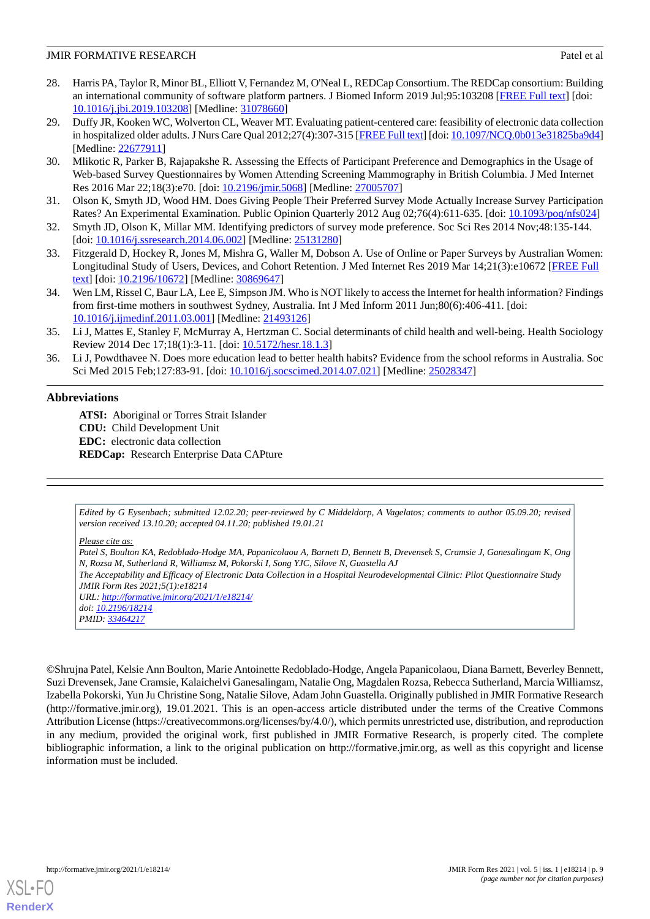28. Harris PA, Taylor R, Minor BL, Elliott V, Fernandez M, O'Neal L, REDCap Consortium. The REDCap consortium: Building an international community of software platform partners. J Biomed Inform 2019 Jul;95:103208 [FREE Full text] [doi: 10.1016/j.jbi.2019.103208] [Medline: 31078660]
29. Duffy JR, Kooken WC, Wolverton CL, Weaver MT. Evaluating patient-centered care: feasibility of electronic data collection in hospitalized older adults. J Nurs Care Qual 2012;27(4):307-315 [FREE Full text] [doi: 10.1097/NCQ.0b013e31825ba9d4] [Medline: 22677911]
30. Mlikotic R, Parker B, Rajapakshe R. Assessing the Effects of Participant Preference and Demographics in the Usage of Web-based Survey Questionnaires by Women Attending Screening Mammography in British Columbia. J Med Internet Res 2016 Mar 22;18(3):e70. [doi: 10.2196/jmir.5068] [Medline: 27005707]
31. Olson K, Smyth JD, Wood HM. Does Giving People Their Preferred Survey Mode Actually Increase Survey Participation Rates? An Experimental Examination. Public Opinion Quarterly 2012 Aug 02;76(4):611-635. [doi: 10.1093/poq/nfs024]
32. Smyth JD, Olson K, Millar MM. Identifying predictors of survey mode preference. Soc Sci Res 2014 Nov;48:135-144. [doi: 10.1016/j.ssresearch.2014.06.002] [Medline: 25131280]
33. Fitzgerald D, Hockey R, Jones M, Mishra G, Waller M, Dobson A. Use of Online or Paper Surveys by Australian Women: Longitudinal Study of Users, Devices, and Cohort Retention. J Med Internet Res 2019 Mar 14;21(3):e10672 [FREE Full text] [doi: 10.2196/10672] [Medline: 30869647]
34. Wen LM, Rissel C, Baur LA, Lee E, Simpson JM. Who is NOT likely to access the Internet for health information? Findings from first-time mothers in southwest Sydney, Australia. Int J Med Inform 2011 Jun;80(6):406-411. [doi: 10.1016/j.ijmedinf.2011.03.001] [Medline: 21493126]
35. Li J, Mattes E, Stanley F, McMurray A, Hertzman C. Social determinants of child health and well-being. Health Sociology Review 2014 Dec 17;18(1):3-11. [doi: 10.5172/hesr.18.1.3]
36. Li J, Powdthavee N. Does more education lead to better health habits? Evidence from the school reforms in Australia. Soc Sci Med 2015 Feb;127:83-91. [doi: 10.1016/j.socscimed.2014.07.021] [Medline: 25028347]

## Abbreviations

**ATSI:** Aboriginal or Torres Strait Islander
**CDU:** Child Development Unit
**EDC:** electronic data collection
**REDCap:** Research Enterprise Data CAPture

*Edited by G Eysenbach; submitted 12.02.20; peer-reviewed by C Middeldorp, A Vagelatos; comments to author 05.09.20; revised version received 13.10.20; accepted 04.11.20; published 19.01.21*

*Please cite as:*
*Patel S, Boulton KA, Redoblado-Hodge MA, Papanicolaou A, Barnett D, Bennett B, Drevensek S, Cramsie J, Ganesalingam K, Ong N, Rozsa M, Sutherland R, Williamsz M, Pokorski I, Song YJC, Silove N, Guastella AJ*
*The Acceptability and Efficacy of Electronic Data Collection in a Hospital Neurodevelopmental Clinic: Pilot Questionnaire Study*
*JMIR Form Res 2021;5(1):e18214*
*URL: http://formative.jmir.org/2021/1/e18214/*
*doi: 10.2196/18214*
*PMID: 33464217*

©Shrujna Patel, Kelsie Ann Boulton, Marie Antoinette Redoblado-Hodge, Angela Papanicolaou, Diana Barnett, Beverley Bennett, Suzi Drevensek, Jane Cramsie, Kalaichelvi Ganesalingam, Natalie Ong, Magdalen Rozsa, Rebecca Sutherland, Marcia Williamsz, Izabella Pokorski, Yun Ju Christine Song, Natalie Silove, Adam John Guastella. Originally published in JMIR Formative Research (http://formative.jmir.org), 19.01.2021. This is an open-access article distributed under the terms of the Creative Commons Attribution License (https://creativecommons.org/licenses/by/4.0/), which permits unrestricted use, distribution, and reproduction in any medium, provided the original work, first published in JMIR Formative Research, is properly cited. The complete bibliographic information, a link to the original publication on http://formative.jmir.org, as well as this copyright and license information must be included.